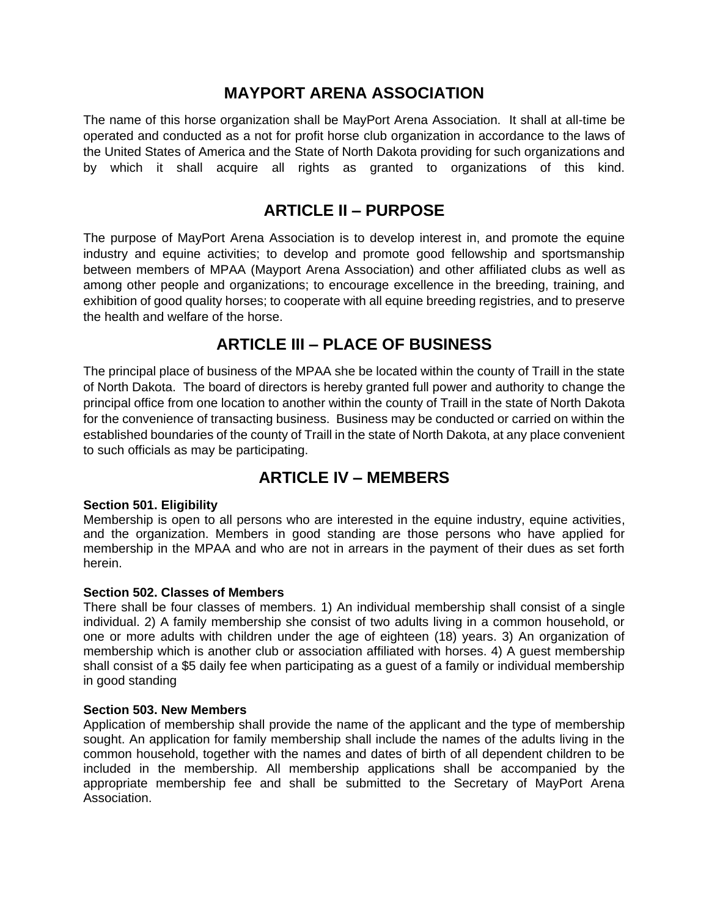# MAYPORT ARENA ASSOCIATION

The name of this horse organization shall be MayPort Arena Association. It shall at all-time be operated and conducted as a not for profit horse club organization in accordance to the laws of the United States of America and the State of North Dakota providing for such organizations and by which it shall acquire all rights as granted to organizations of this kind.

# ARTICLE II – PURPOSE

The purpose of MayPort Arena Association is to develop interest in, and promote the equine industry and equine activities; to develop and promote good fellowship and sportsmanship between members of MPAA (Mayport Arena Association) and other affiliated clubs as well as among other people and organizations; to encourage excellence in the breeding, training, and exhibition of good quality horses; to cooperate with all equine breeding registries, and to preserve the health and welfare of the horse.

# ARTICLE III – PLACE OF BUSINESS

The principal place of business of the MPAA she be located within the county of Traill in the state of North Dakota. The board of directors is hereby granted full power and authority to change the principal office from one location to another within the county of Traill in the state of North Dakota for the convenience of transacting business. Business may be conducted or carried on within the established boundaries of the county of Traill in the state of North Dakota, at any place convenient to such officials as may be participating.

# ARTICLE IV – MEMBERS

**Section 501. Eligibility**
Membership is open to all persons who are interested in the equine industry, equine activities, and the organization. Members in good standing are those persons who have applied for membership in the MPAA and who are not in arrears in the payment of their dues as set forth herein.

**Section 502. Classes of Members**
There shall be four classes of members. 1) An individual membership shall consist of a single individual. 2) A family membership she consist of two adults living in a common household, or one or more adults with children under the age of eighteen (18) years. 3) An organization of membership which is another club or association affiliated with horses. 4) A guest membership shall consist of a $5 daily fee when participating as a guest of a family or individual membership in good standing

**Section 503. New Members**
Application of membership shall provide the name of the applicant and the type of membership sought. An application for family membership shall include the names of the adults living in the common household, together with the names and dates of birth of all dependent children to be included in the membership. All membership applications shall be accompanied by the appropriate membership fee and shall be submitted to the Secretary of MayPort Arena Association.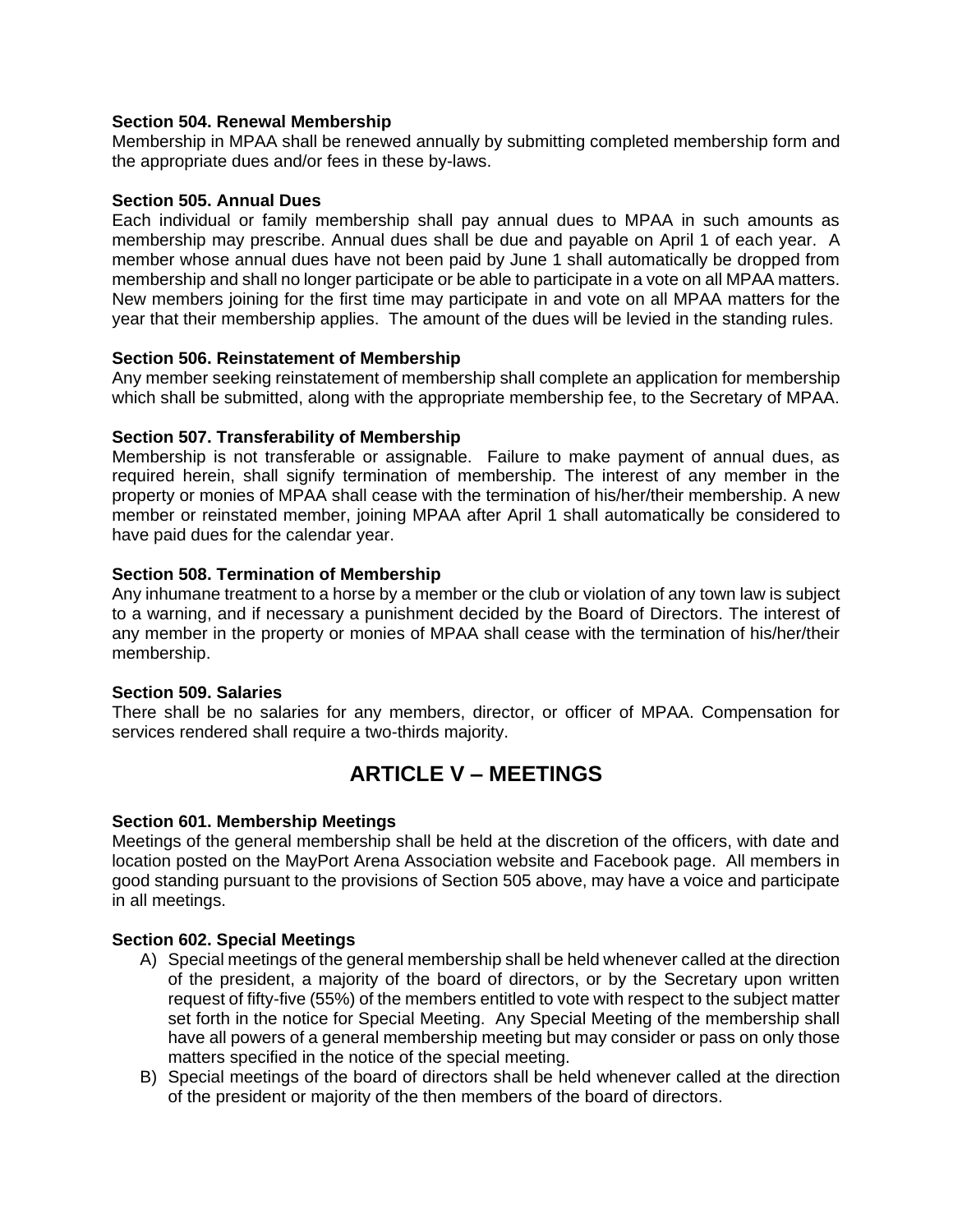**Section 504. Renewal Membership**
Membership in MPAA shall be renewed annually by submitting completed membership form and the appropriate dues and/or fees in these by-laws.

**Section 505. Annual Dues**
Each individual or family membership shall pay annual dues to MPAA in such amounts as membership may prescribe. Annual dues shall be due and payable on April 1 of each year. A member whose annual dues have not been paid by June 1 shall automatically be dropped from membership and shall no longer participate or be able to participate in a vote on all MPAA matters. New members joining for the first time may participate in and vote on all MPAA matters for the year that their membership applies. The amount of the dues will be levied in the standing rules.

**Section 506. Reinstatement of Membership**
Any member seeking reinstatement of membership shall complete an application for membership which shall be submitted, along with the appropriate membership fee, to the Secretary of MPAA.

**Section 507. Transferability of Membership**
Membership is not transferable or assignable. Failure to make payment of annual dues, as required herein, shall signify termination of membership. The interest of any member in the property or monies of MPAA shall cease with the termination of his/her/their membership. A new member or reinstated member, joining MPAA after April 1 shall automatically be considered to have paid dues for the calendar year.

**Section 508. Termination of Membership**
Any inhumane treatment to a horse by a member or the club or violation of any town law is subject to a warning, and if necessary a punishment decided by the Board of Directors. The interest of any member in the property or monies of MPAA shall cease with the termination of his/her/their membership.

**Section 509. Salaries**
There shall be no salaries for any members, director, or officer of MPAA. Compensation for services rendered shall require a two-thirds majority.

## ARTICLE V – MEETINGS

**Section 601. Membership Meetings**
Meetings of the general membership shall be held at the discretion of the officers, with date and location posted on the MayPort Arena Association website and Facebook page. All members in good standing pursuant to the provisions of Section 505 above, may have a voice and participate in all meetings.

**Section 602. Special Meetings**

A) Special meetings of the general membership shall be held whenever called at the direction of the president, a majority of the board of directors, or by the Secretary upon written request of fifty-five (55%) of the members entitled to vote with respect to the subject matter set forth in the notice for Special Meeting. Any Special Meeting of the membership shall have all powers of a general membership meeting but may consider or pass on only those matters specified in the notice of the special meeting.

B) Special meetings of the board of directors shall be held whenever called at the direction of the president or majority of the then members of the board of directors.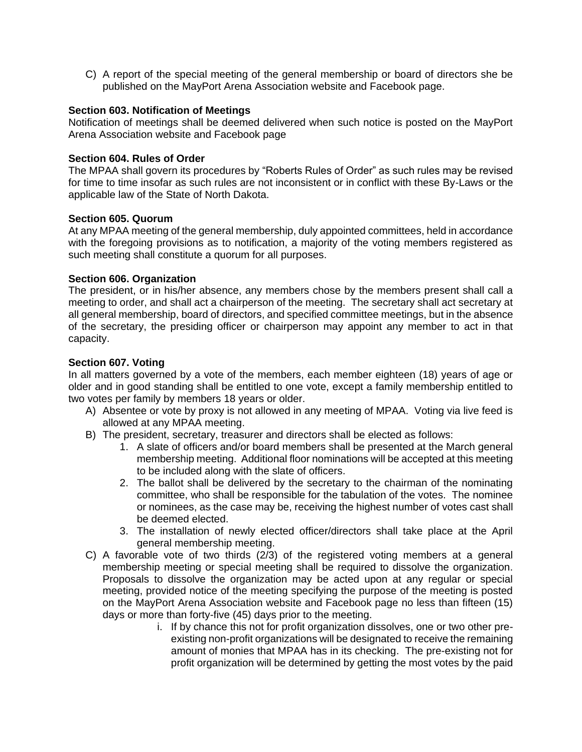C) A report of the special meeting of the general membership or board of directors she be published on the MayPort Arena Association website and Facebook page.

**Section 603. Notification of Meetings**
Notification of meetings shall be deemed delivered when such notice is posted on the MayPort Arena Association website and Facebook page

**Section 604. Rules of Order**
The MPAA shall govern its procedures by "Roberts Rules of Order" as such rules may be revised for time to time insofar as such rules are not inconsistent or in conflict with these By-Laws or the applicable law of the State of North Dakota.

**Section 605. Quorum**
At any MPAA meeting of the general membership, duly appointed committees, held in accordance with the foregoing provisions as to notification, a majority of the voting members registered as such meeting shall constitute a quorum for all purposes.

**Section 606. Organization**
The president, or in his/her absence, any members chose by the members present shall call a meeting to order, and shall act a chairperson of the meeting. The secretary shall act secretary at all general membership, board of directors, and specified committee meetings, but in the absence of the secretary, the presiding officer or chairperson may appoint any member to act in that capacity.

**Section 607. Voting**
In all matters governed by a vote of the members, each member eighteen (18) years of age or older and in good standing shall be entitled to one vote, except a family membership entitled to two votes per family by members 18 years or older.

A) Absentee or vote by proxy is not allowed in any meeting of MPAA. Voting via live feed is allowed at any MPAA meeting.

B) The president, secretary, treasurer and directors shall be elected as follows:

1. A slate of officers and/or board members shall be presented at the March general membership meeting. Additional floor nominations will be accepted at this meeting to be included along with the slate of officers.
2. The ballot shall be delivered by the secretary to the chairman of the nominating committee, who shall be responsible for the tabulation of the votes. The nominee or nominees, as the case may be, receiving the highest number of votes cast shall be deemed elected.
3. The installation of newly elected officer/directors shall take place at the April general membership meeting.

C) A favorable vote of two thirds (2/3) of the registered voting members at a general membership meeting or special meeting shall be required to dissolve the organization. Proposals to dissolve the organization may be acted upon at any regular or special meeting, provided notice of the meeting specifying the purpose of the meeting is posted on the MayPort Arena Association website and Facebook page no less than fifteen (15) days or more than forty-five (45) days prior to the meeting.

i. If by chance this not for profit organization dissolves, one or two other pre-existing non-profit organizations will be designated to receive the remaining amount of monies that MPAA has in its checking. The pre-existing not for profit organization will be determined by getting the most votes by the paid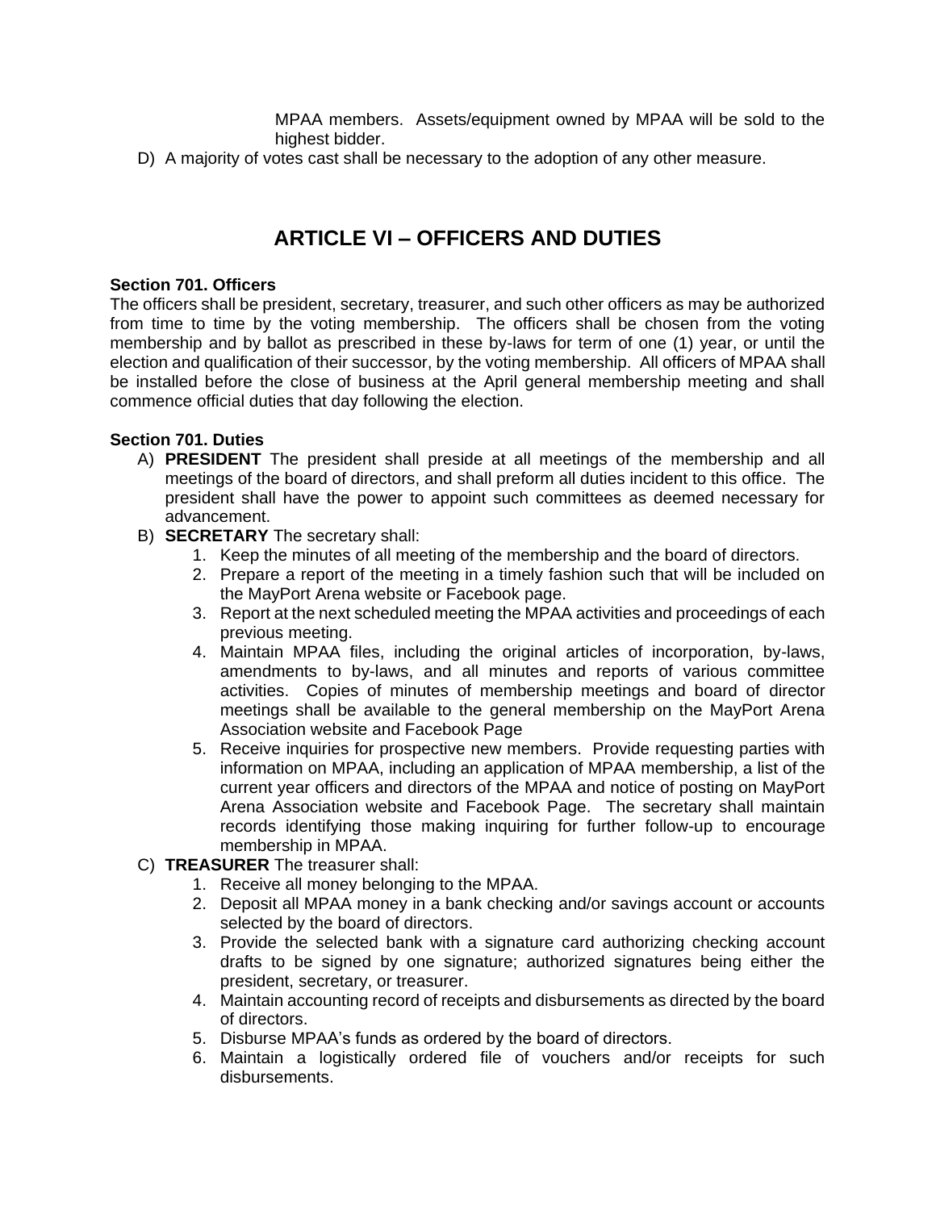MPAA members. Assets/equipment owned by MPAA will be sold to the highest bidder.

D) A majority of votes cast shall be necessary to the adoption of any other measure.

## ARTICLE VI – OFFICERS AND DUTIES

**Section 701. Officers**

The officers shall be president, secretary, treasurer, and such other officers as may be authorized from time to time by the voting membership. The officers shall be chosen from the voting membership and by ballot as prescribed in these by-laws for term of one (1) year, or until the election and qualification of their successor, by the voting membership. All officers of MPAA shall be installed before the close of business at the April general membership meeting and shall commence official duties that day following the election.

**Section 701. Duties**

A) **PRESIDENT** The president shall preside at all meetings of the membership and all meetings of the board of directors, and shall preform all duties incident to this office. The president shall have the power to appoint such committees as deemed necessary for advancement.

B) **SECRETARY** The secretary shall:
   1. Keep the minutes of all meeting of the membership and the board of directors.
   2. Prepare a report of the meeting in a timely fashion such that will be included on the MayPort Arena website or Facebook page.
   3. Report at the next scheduled meeting the MPAA activities and proceedings of each previous meeting.
   4. Maintain MPAA files, including the original articles of incorporation, by-laws, amendments to by-laws, and all minutes and reports of various committee activities. Copies of minutes of membership meetings and board of director meetings shall be available to the general membership on the MayPort Arena Association website and Facebook Page
   5. Receive inquiries for prospective new members. Provide requesting parties with information on MPAA, including an application of MPAA membership, a list of the current year officers and directors of the MPAA and notice of posting on MayPort Arena Association website and Facebook Page. The secretary shall maintain records identifying those making inquiring for further follow-up to encourage membership in MPAA.

C) **TREASURER** The treasurer shall:
   1. Receive all money belonging to the MPAA.
   2. Deposit all MPAA money in a bank checking and/or savings account or accounts selected by the board of directors.
   3. Provide the selected bank with a signature card authorizing checking account drafts to be signed by one signature; authorized signatures being either the president, secretary, or treasurer.
   4. Maintain accounting record of receipts and disbursements as directed by the board of directors.
   5. Disburse MPAA's funds as ordered by the board of directors.
   6. Maintain a logistically ordered file of vouchers and/or receipts for such disbursements.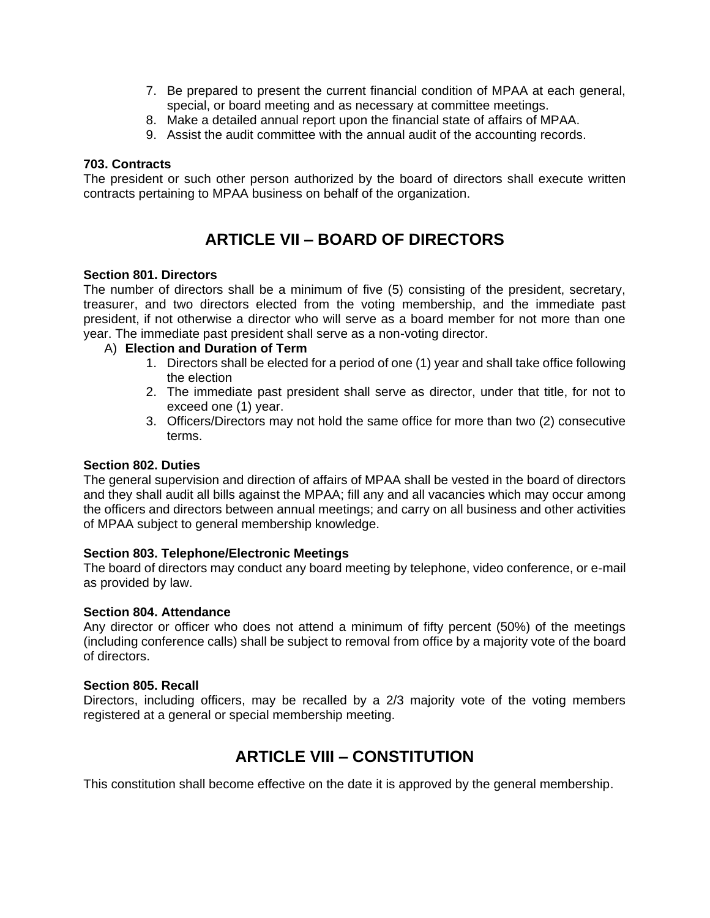7. Be prepared to present the current financial condition of MPAA at each general, special, or board meeting and as necessary at committee meetings.
8. Make a detailed annual report upon the financial state of affairs of MPAA.
9. Assist the audit committee with the annual audit of the accounting records.

**703. Contracts**
The president or such other person authorized by the board of directors shall execute written contracts pertaining to MPAA business on behalf of the organization.

## ARTICLE VII – BOARD OF DIRECTORS

**Section 801. Directors**
The number of directors shall be a minimum of five (5) consisting of the president, secretary, treasurer, and two directors elected from the voting membership, and the immediate past president, if not otherwise a director who will serve as a board member for not more than one year. The immediate past president shall serve as a non-voting director.

A) **Election and Duration of Term**
   1. Directors shall be elected for a period of one (1) year and shall take office following the election
   2. The immediate past president shall serve as director, under that title, for not to exceed one (1) year.
   3. Officers/Directors may not hold the same office for more than two (2) consecutive terms.

**Section 802. Duties**
The general supervision and direction of affairs of MPAA shall be vested in the board of directors and they shall audit all bills against the MPAA; fill any and all vacancies which may occur among the officers and directors between annual meetings; and carry on all business and other activities of MPAA subject to general membership knowledge.

**Section 803. Telephone/Electronic Meetings**
The board of directors may conduct any board meeting by telephone, video conference, or e-mail as provided by law.

**Section 804. Attendance**
Any director or officer who does not attend a minimum of fifty percent (50%) of the meetings (including conference calls) shall be subject to removal from office by a majority vote of the board of directors.

**Section 805. Recall**
Directors, including officers, may be recalled by a 2/3 majority vote of the voting members registered at a general or special membership meeting.

## ARTICLE VIII – CONSTITUTION

This constitution shall become effective on the date it is approved by the general membership.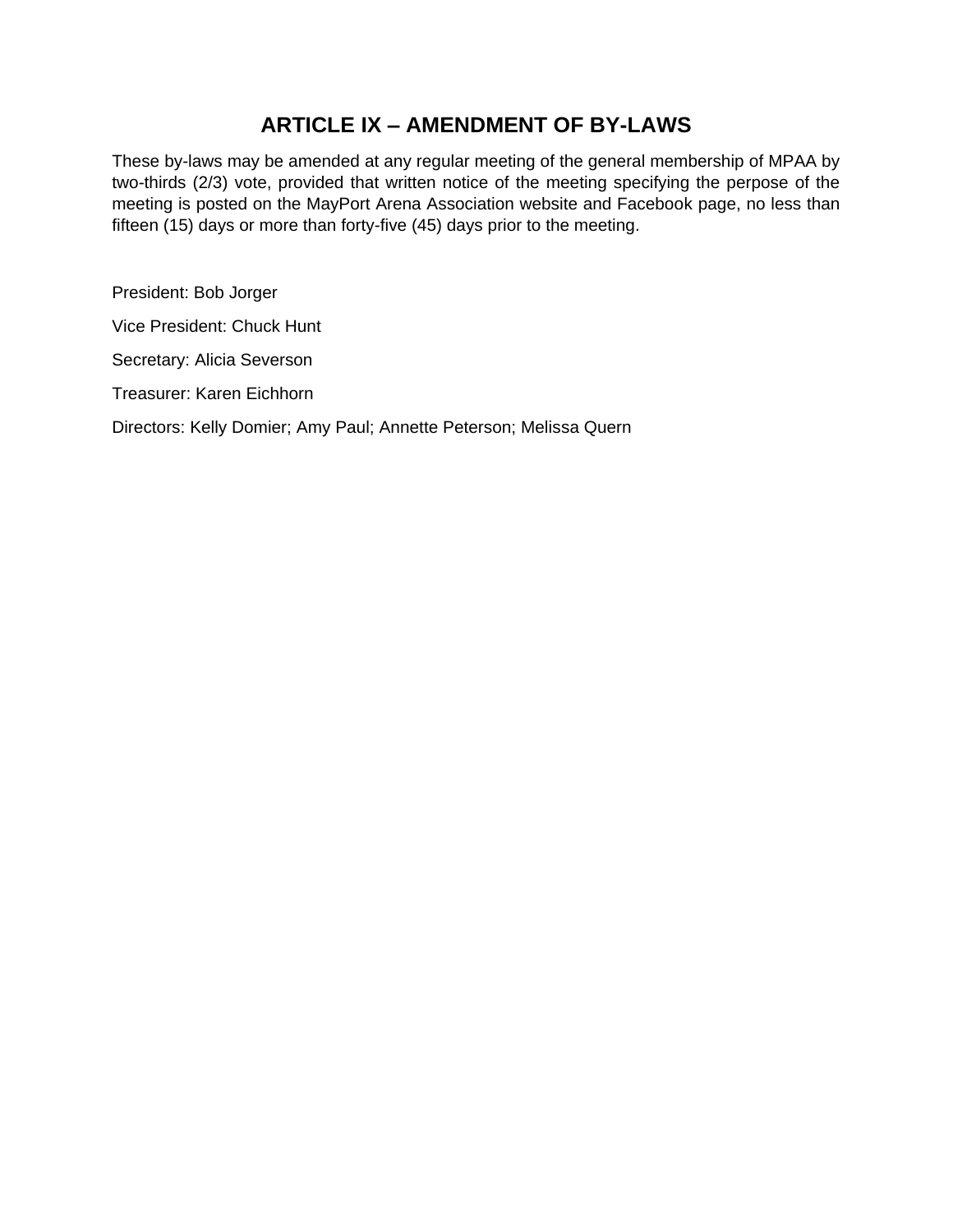## ARTICLE IX – AMENDMENT OF BY-LAWS

These by-laws may be amended at any regular meeting of the general membership of MPAA by two-thirds (2/3) vote, provided that written notice of the meeting specifying the perpose of the meeting is posted on the MayPort Arena Association website and Facebook page, no less than fifteen (15) days or more than forty-five (45) days prior to the meeting.

President: Bob Jorger

Vice President: Chuck Hunt

Secretary: Alicia Severson

Treasurer: Karen Eichhorn

Directors: Kelly Domier; Amy Paul; Annette Peterson; Melissa Quern